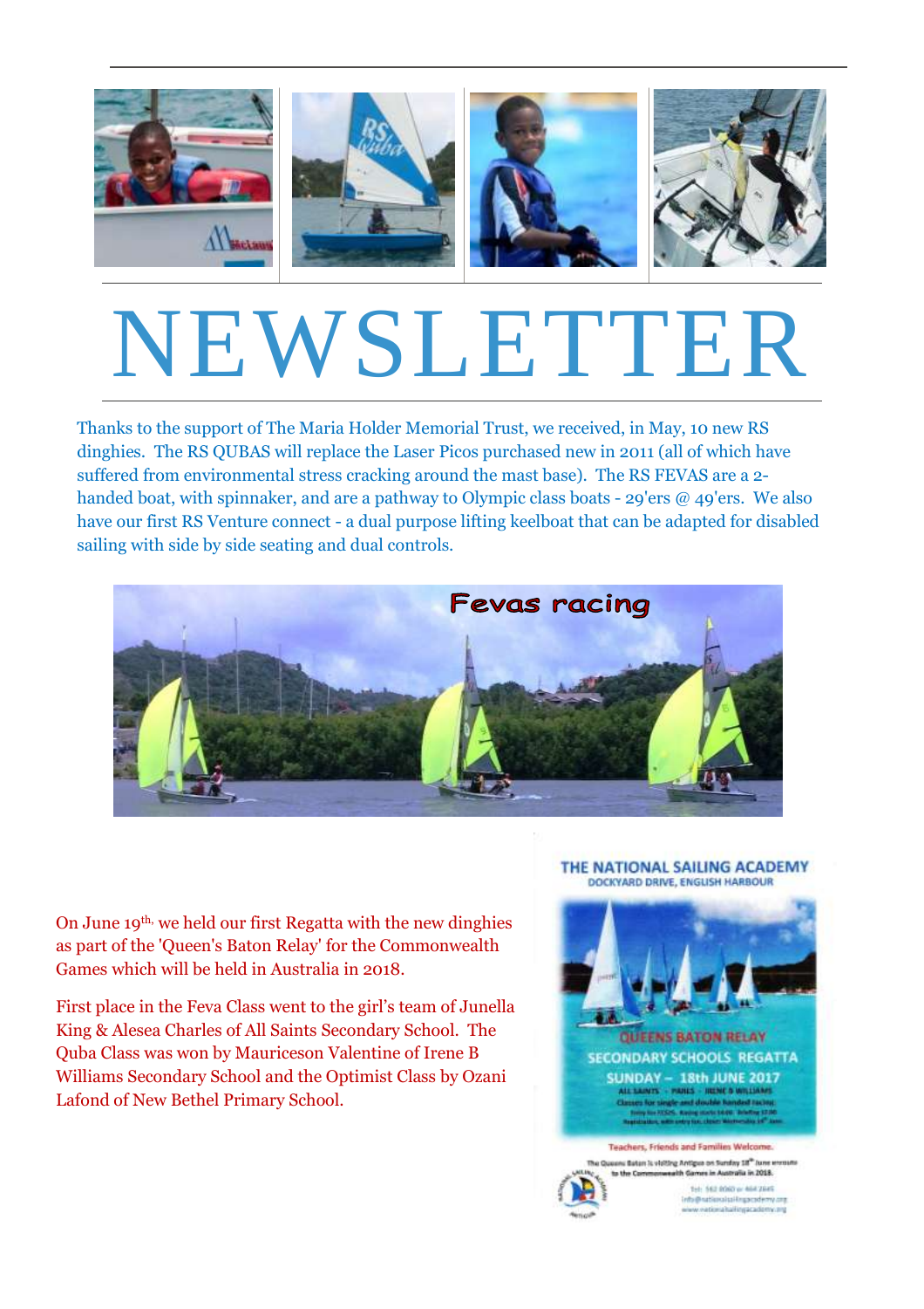# NEWSLETTER

Thanks to the support of The Maria Holder Memorial Trust, we received, in May, 10 new RS dinghies. The RS QUBAS will replace the Laser Picos purchased new in 2011 (all of which have suffered from environmental stress cracking around the mast base). The RS FEVAS are a 2-handed boat, with spinnaker, and are a pathway to Olympic class boats - 29'ers @ 49'ers. We also have our first RS Venture connect - a dual purpose lifting keelboat that can be adapted for disabled sailing with side by side seating and dual controls.

On June 19th, we held our first Regatta with the new dinghies as part of the 'Queen's Baton Relay' for the Commonwealth Games which will be held in Australia in 2018.

First place in the Feva Class went to the girl's team of Junella King & Alesea Charles of All Saints Secondary School. The Quba Class was won by Mauriceson Valentine of Irene B Williams Secondary School and the Optimist Class by Ozani Lafond of New Bethel Primary School.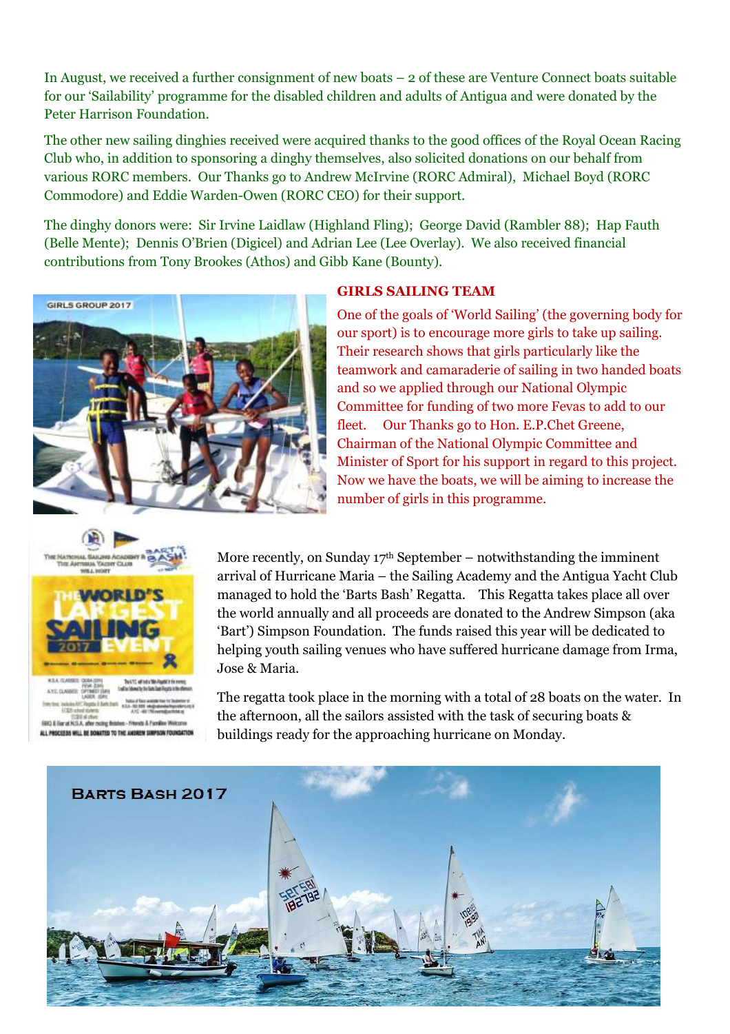In August, we received a further consignment of new boats – 2 of these are Venture Connect boats suitable for our 'Sailability' programme for the disabled children and adults of Antigua and were donated by the Peter Harrison Foundation.

The other new sailing dinghies received were acquired thanks to the good offices of the Royal Ocean Racing Club who, in addition to sponsoring a dinghy themselves, also solicited donations on our behalf from various RORC members. Our Thanks go to Andrew McIrvine (RORC Admiral), Michael Boyd (RORC Commodore) and Eddie Warden-Owen (RORC CEO) for their support.

The dinghy donors were: Sir Irvine Laidlaw (Highland Fling); George David (Rambler 88); Hap Fauth (Belle Mente); Dennis O'Brien (Digicel) and Adrian Lee (Lee Overlay). We also received financial contributions from Tony Brookes (Athos) and Gibb Kane (Bounty).

## GIRLS SAILING TEAM

One of the goals of 'World Sailing' (the governing body for our sport) is to encourage more girls to take up sailing. Their research shows that girls particularly like the teamwork and camaraderie of sailing in two handed boats and so we applied through our National Olympic Committee for funding of two more Fevas to add to our fleet. Our Thanks go to Hon. E.P.Chet Greene, Chairman of the National Olympic Committee and Minister of Sport for his support in regard to this project. Now we have the boats, we will be aiming to increase the number of girls in this programme.

More recently, on Sunday 17th September – notwithstanding the imminent arrival of Hurricane Maria – the Sailing Academy and the Antigua Yacht Club managed to hold the 'Barts Bash' Regatta. This Regatta takes place all over the world annually and all proceeds are donated to the Andrew Simpson (aka 'Bart') Simpson Foundation. The funds raised this year will be dedicated to helping youth sailing venues who have suffered hurricane damage from Irma, Jose & Maria.

The regatta took place in the morning with a total of 28 boats on the water. In the afternoon, all the sailors assisted with the task of securing boats & buildings ready for the approaching hurricane on Monday.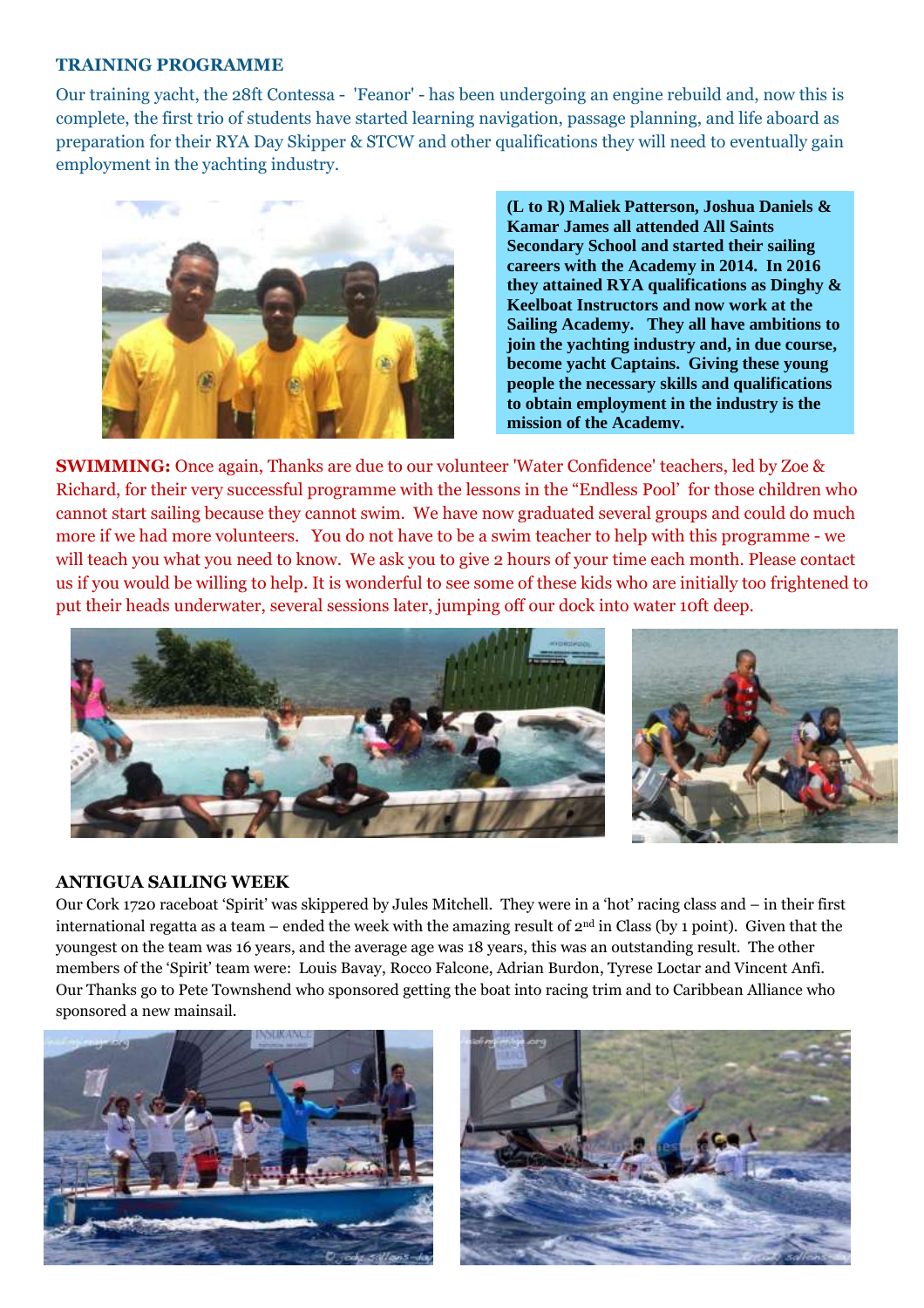### TRAINING PROGRAMME

Our training yacht, the 28ft Contessa - 'Feanor' - has been undergoing an engine rebuild and, now this is complete, the first trio of students have started learning navigation, passage planning, and life aboard as preparation for their RYA Day Skipper & STCW and other qualifications they will need to eventually gain employment in the yachting industry.

**(L to R) Maliek Patterson, Joshua Daniels & Kamar James all attended All Saints Secondary School and started their sailing careers with the Academy in 2014. In 2016 they attained RYA qualifications as Dinghy & Keelboat Instructors and now work at the Sailing Academy. They all have ambitions to join the yachting industry and, in due course, become yacht Captains. Giving these young people the necessary skills and qualifications to obtain employment in the industry is the mission of the Academy.**

**SWIMMING:** Once again, Thanks are due to our volunteer 'Water Confidence' teachers, led by Zoe & Richard, for their very successful programme with the lessons in the "Endless Pool' for those children who cannot start sailing because they cannot swim. We have now graduated several groups and could do much more if we had more volunteers. You do not have to be a swim teacher to help with this programme - we will teach you what you need to know. We ask you to give 2 hours of your time each month. Please contact us if you would be willing to help. It is wonderful to see some of these kids who are initially too frightened to put their heads underwater, several sessions later, jumping off our dock into water 10ft deep.

### ANTIGUA SAILING WEEK

Our Cork 1720 raceboat 'Spirit' was skippered by Jules Mitchell. They were in a 'hot' racing class and – in their first international regatta as a team – ended the week with the amazing result of 2nd in Class (by 1 point). Given that the youngest on the team was 16 years, and the average age was 18 years, this was an outstanding result. The other members of the 'Spirit' team were: Louis Bavay, Rocco Falcone, Adrian Burdon, Tyrese Loctar and Vincent Anfi. Our Thanks go to Pete Townshend who sponsored getting the boat into racing trim and to Caribbean Alliance who sponsored a new mainsail.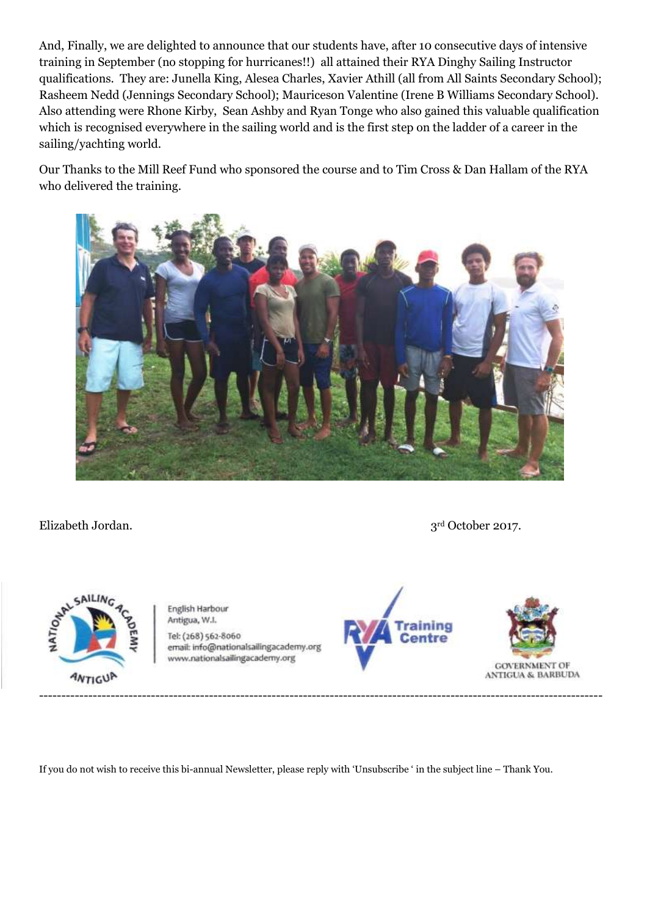And, Finally, we are delighted to announce that our students have, after 10 consecutive days of intensive training in September (no stopping for hurricanes!!) all attained their RYA Dinghy Sailing Instructor qualifications. They are: Junella King, Alesea Charles, Xavier Athill (all from All Saints Secondary School); Rasheem Nedd (Jennings Secondary School); Mauriceson Valentine (Irene B Williams Secondary School). Also attending were Rhone Kirby, Sean Ashby and Ryan Tonge who also gained this valuable qualification which is recognised everywhere in the sailing world and is the first step on the ladder of a career in the sailing/yachting world.

Our Thanks to the Mill Reef Fund who sponsored the course and to Tim Cross & Dan Hallam of the RYA who delivered the training.

Elizabeth Jordan. 3rd October 2017.

English Harbour
Antigua, W.I.
Tel: (268) 562-8060
email: info@nationalsailingacademy.org
www.nationalsailingacademy.org

---

If you do not wish to receive this bi-annual Newsletter, please reply with 'Unsubscribe ' in the subject line – Thank You.